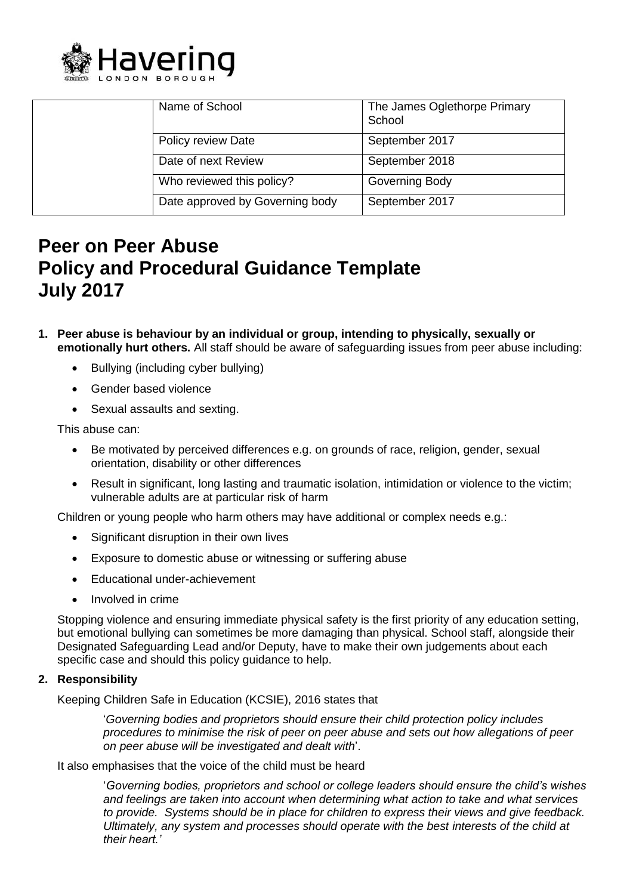Havering
LONDON BOROUGH

| | | |
|---|---|---|
| | Name of School | The James Oglethorpe Primary School |
| | Policy review Date | September 2017 |
| | Date of next Review | September 2018 |
| | Who reviewed this policy? | Governing Body |
| | Date approved by Governing body | September 2017 |

# Peer on Peer Abuse
# Policy and Procedural Guidance Template
# July 2017

1. **Peer abuse is behaviour by an individual or group, intending to physically, sexually or emotionally hurt others.** All staff should be aware of safeguarding issues from peer abuse including:

   - Bullying (including cyber bullying)
   - Gender based violence
   - Sexual assaults and sexting.

   This abuse can:

   - Be motivated by perceived differences e.g. on grounds of race, religion, gender, sexual orientation, disability or other differences
   - Result in significant, long lasting and traumatic isolation, intimidation or violence to the victim; vulnerable adults are at particular risk of harm

   Children or young people who harm others may have additional or complex needs e.g.:

   - Significant disruption in their own lives
   - Exposure to domestic abuse or witnessing or suffering abuse
   - Educational under-achievement
   - Involved in crime

   Stopping violence and ensuring immediate physical safety is the first priority of any education setting, but emotional bullying can sometimes be more damaging than physical. School staff, alongside their Designated Safeguarding Lead and/or Deputy, have to make their own judgements about each specific case and should this policy guidance to help.

2. **Responsibility**

   Keeping Children Safe in Education (KCSIE), 2016 states that

   > '*Governing bodies and proprietors should ensure their child protection policy includes procedures to minimise the risk of peer on peer abuse and sets out how allegations of peer on peer abuse will be investigated and dealt with*'.

   It also emphasises that the voice of the child must be heard

   > '*Governing bodies, proprietors and school or college leaders should ensure the child's wishes and feelings are taken into account when determining what action to take and what services to provide. Systems should be in place for children to express their views and give feedback. Ultimately, any system and processes should operate with the best interests of the child at their heart.'*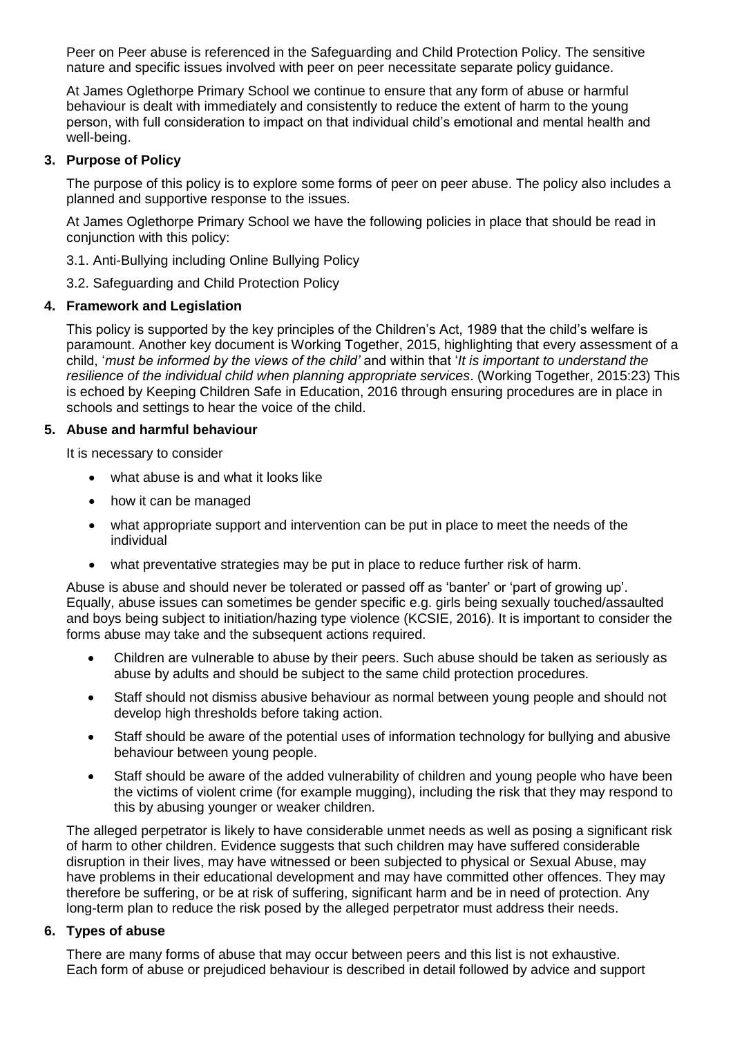Peer on Peer abuse is referenced in the Safeguarding and Child Protection Policy. The sensitive nature and specific issues involved with peer on peer necessitate separate policy guidance.

At James Oglethorpe Primary School we continue to ensure that any form of abuse or harmful behaviour is dealt with immediately and consistently to reduce the extent of harm to the young person, with full consideration to impact on that individual child's emotional and mental health and well-being.

## 3. Purpose of Policy

The purpose of this policy is to explore some forms of peer on peer abuse. The policy also includes a planned and supportive response to the issues.

At James Oglethorpe Primary School we have the following policies in place that should be read in conjunction with this policy:

3.1. Anti-Bullying including Online Bullying Policy

3.2. Safeguarding and Child Protection Policy

## 4. Framework and Legislation

This policy is supported by the key principles of the Children's Act, 1989 that the child's welfare is paramount. Another key document is Working Together, 2015, highlighting that every assessment of a child, '*must be informed by the views of the child'* and within that '*It is important to understand the resilience of the individual child when planning appropriate services*. (Working Together, 2015:23) This is echoed by Keeping Children Safe in Education, 2016 through ensuring procedures are in place in schools and settings to hear the voice of the child.

## 5. Abuse and harmful behaviour

It is necessary to consider

- what abuse is and what it looks like
- how it can be managed
- what appropriate support and intervention can be put in place to meet the needs of the individual
- what preventative strategies may be put in place to reduce further risk of harm.

Abuse is abuse and should never be tolerated or passed off as 'banter' or 'part of growing up'. Equally, abuse issues can sometimes be gender specific e.g. girls being sexually touched/assaulted and boys being subject to initiation/hazing type violence (KCSIE, 2016). It is important to consider the forms abuse may take and the subsequent actions required.

- Children are vulnerable to abuse by their peers. Such abuse should be taken as seriously as abuse by adults and should be subject to the same child protection procedures.
- Staff should not dismiss abusive behaviour as normal between young people and should not develop high thresholds before taking action.
- Staff should be aware of the potential uses of information technology for bullying and abusive behaviour between young people.
- Staff should be aware of the added vulnerability of children and young people who have been the victims of violent crime (for example mugging), including the risk that they may respond to this by abusing younger or weaker children.

The alleged perpetrator is likely to have considerable unmet needs as well as posing a significant risk of harm to other children. Evidence suggests that such children may have suffered considerable disruption in their lives, may have witnessed or been subjected to physical or Sexual Abuse, may have problems in their educational development and may have committed other offences. They may therefore be suffering, or be at risk of suffering, significant harm and be in need of protection. Any long-term plan to reduce the risk posed by the alleged perpetrator must address their needs.

## 6. Types of abuse

There are many forms of abuse that may occur between peers and this list is not exhaustive. Each form of abuse or prejudiced behaviour is described in detail followed by advice and support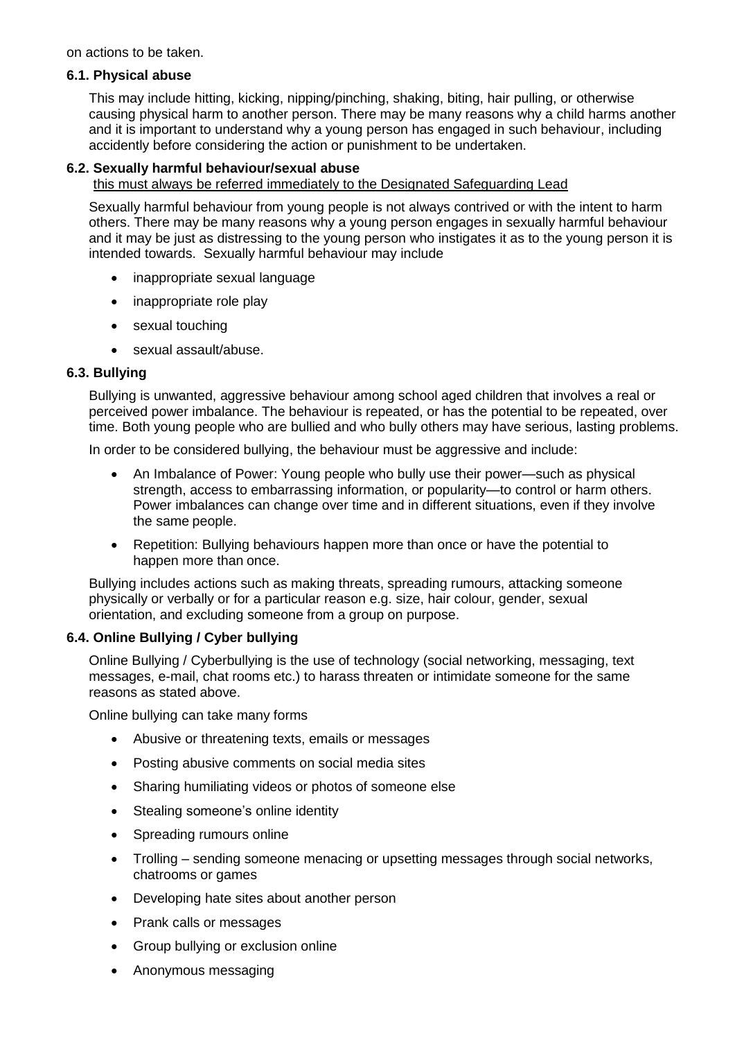on actions to be taken.

### 6.1. Physical abuse

This may include hitting, kicking, nipping/pinching, shaking, biting, hair pulling, or otherwise causing physical harm to another person. There may be many reasons why a child harms another and it is important to understand why a young person has engaged in such behaviour, including accidently before considering the action or punishment to be undertaken.

### 6.2. Sexually harmful behaviour/sexual abuse

<u>this must always be referred immediately to the Designated Safeguarding Lead</u>

Sexually harmful behaviour from young people is not always contrived or with the intent to harm others. There may be many reasons why a young person engages in sexually harmful behaviour and it may be just as distressing to the young person who instigates it as to the young person it is intended towards. Sexually harmful behaviour may include

- inappropriate sexual language
- inappropriate role play
- sexual touching
- sexual assault/abuse.

### 6.3. Bullying

Bullying is unwanted, aggressive behaviour among school aged children that involves a real or perceived power imbalance. The behaviour is repeated, or has the potential to be repeated, over time. Both young people who are bullied and who bully others may have serious, lasting problems.

In order to be considered bullying, the behaviour must be aggressive and include:

- An Imbalance of Power: Young people who bully use their power—such as physical strength, access to embarrassing information, or popularity—to control or harm others. Power imbalances can change over time and in different situations, even if they involve the same people.
- Repetition: Bullying behaviours happen more than once or have the potential to happen more than once.

Bullying includes actions such as making threats, spreading rumours, attacking someone physically or verbally or for a particular reason e.g. size, hair colour, gender, sexual orientation, and excluding someone from a group on purpose.

### 6.4. Online Bullying / Cyber bullying

Online Bullying / Cyberbullying is the use of technology (social networking, messaging, text messages, e-mail, chat rooms etc.) to harass threaten or intimidate someone for the same reasons as stated above.

Online bullying can take many forms

- Abusive or threatening texts, emails or messages
- Posting abusive comments on social media sites
- Sharing humiliating videos or photos of someone else
- Stealing someone's online identity
- Spreading rumours online
- Trolling – sending someone menacing or upsetting messages through social networks, chatrooms or games
- Developing hate sites about another person
- Prank calls or messages
- Group bullying or exclusion online
- Anonymous messaging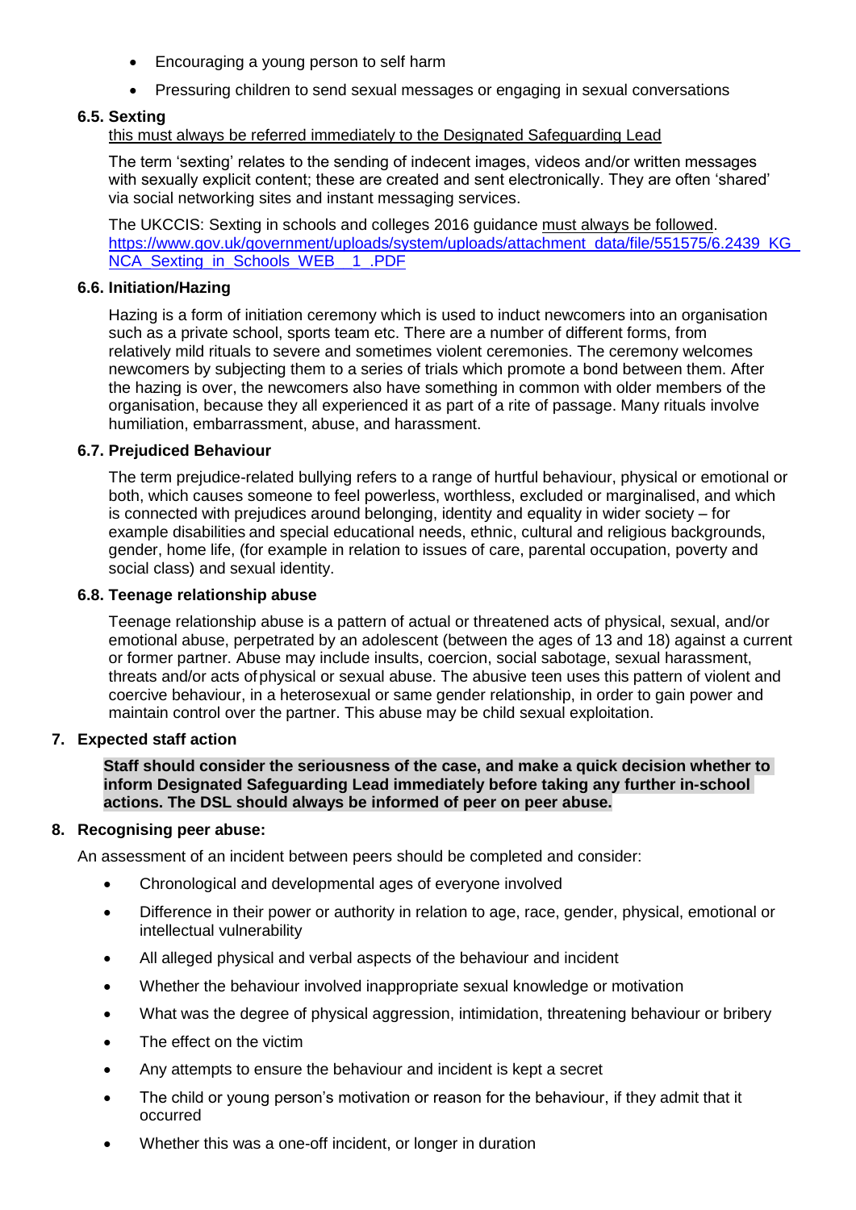- Encouraging a young person to self harm
- Pressuring children to send sexual messages or engaging in sexual conversations

### 6.5. Sexting

this must always be referred immediately to the Designated Safeguarding Lead

The term 'sexting' relates to the sending of indecent images, videos and/or written messages with sexually explicit content; these are created and sent electronically. They are often 'shared' via social networking sites and instant messaging services.

The UKCCIS: Sexting in schools and colleges 2016 guidance must always be followed. https://www.gov.uk/government/uploads/system/uploads/attachment_data/file/551575/6.2439_KG_NCA_Sexting_in_Schools_WEB__1_.PDF

### 6.6. Initiation/Hazing

Hazing is a form of initiation ceremony which is used to induct newcomers into an organisation such as a private school, sports team etc. There are a number of different forms, from relatively mild rituals to severe and sometimes violent ceremonies. The ceremony welcomes newcomers by subjecting them to a series of trials which promote a bond between them. After the hazing is over, the newcomers also have something in common with older members of the organisation, because they all experienced it as part of a rite of passage. Many rituals involve humiliation, embarrassment, abuse, and harassment.

### 6.7. Prejudiced Behaviour

The term prejudice-related bullying refers to a range of hurtful behaviour, physical or emotional or both, which causes someone to feel powerless, worthless, excluded or marginalised, and which is connected with prejudices around belonging, identity and equality in wider society – for example disabilities and special educational needs, ethnic, cultural and religious backgrounds, gender, home life, (for example in relation to issues of care, parental occupation, poverty and social class) and sexual identity.

### 6.8. Teenage relationship abuse

Teenage relationship abuse is a pattern of actual or threatened acts of physical, sexual, and/or emotional abuse, perpetrated by an adolescent (between the ages of 13 and 18) against a current or former partner. Abuse may include insults, coercion, social sabotage, sexual harassment, threats and/or acts of physical or sexual abuse. The abusive teen uses this pattern of violent and coercive behaviour, in a heterosexual or same gender relationship, in order to gain power and maintain control over the partner. This abuse may be child sexual exploitation.

## 7. Expected staff action

**Staff should consider the seriousness of the case, and make a quick decision whether to inform Designated Safeguarding Lead immediately before taking any further in-school actions. The DSL should always be informed of peer on peer abuse.**

## 8. Recognising peer abuse:

An assessment of an incident between peers should be completed and consider:

- Chronological and developmental ages of everyone involved
- Difference in their power or authority in relation to age, race, gender, physical, emotional or intellectual vulnerability
- All alleged physical and verbal aspects of the behaviour and incident
- Whether the behaviour involved inappropriate sexual knowledge or motivation
- What was the degree of physical aggression, intimidation, threatening behaviour or bribery
- The effect on the victim
- Any attempts to ensure the behaviour and incident is kept a secret
- The child or young person's motivation or reason for the behaviour, if they admit that it occurred
- Whether this was a one-off incident, or longer in duration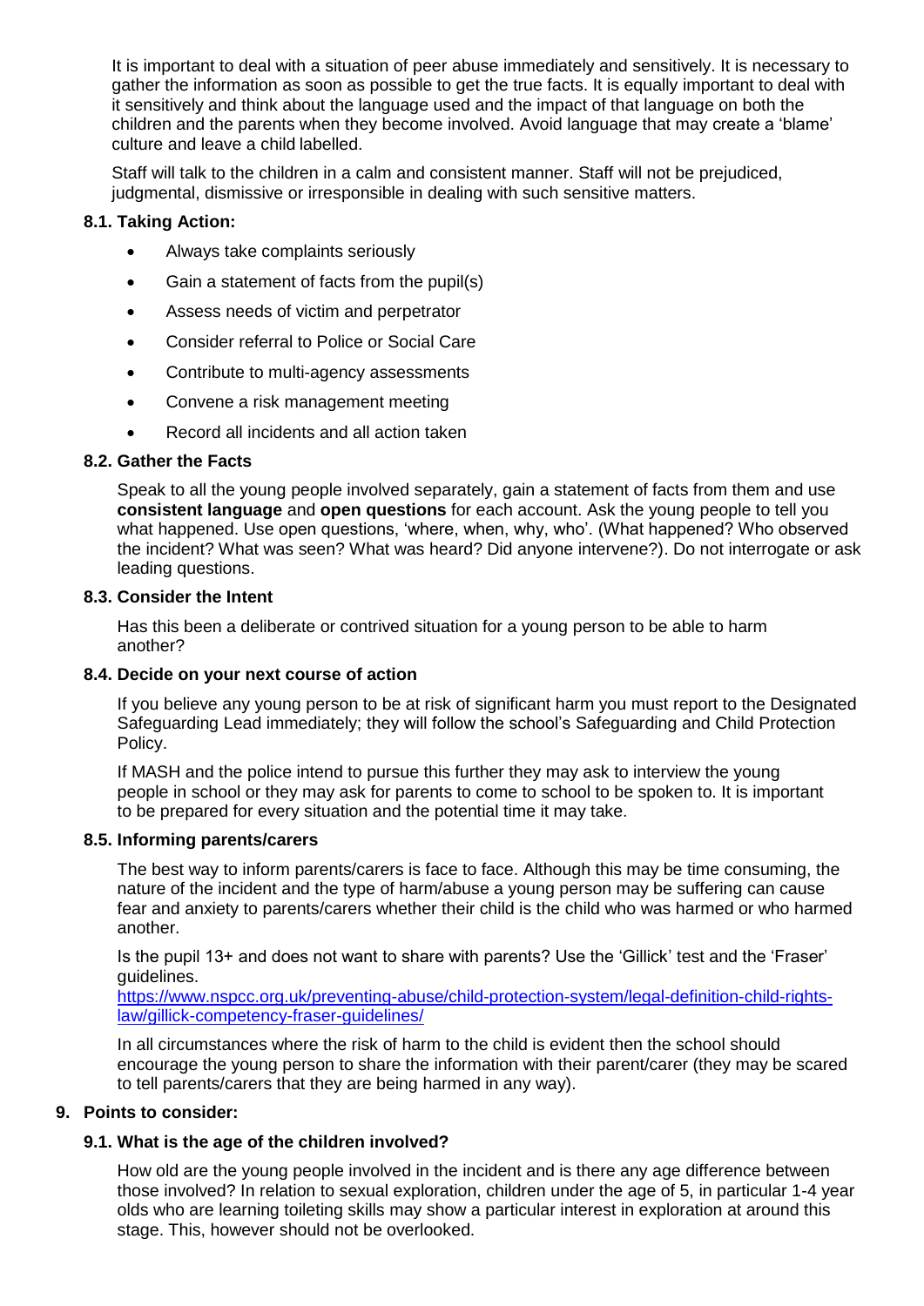It is important to deal with a situation of peer abuse immediately and sensitively. It is necessary to gather the information as soon as possible to get the true facts. It is equally important to deal with it sensitively and think about the language used and the impact of that language on both the children and the parents when they become involved. Avoid language that may create a 'blame' culture and leave a child labelled.

Staff will talk to the children in a calm and consistent manner. Staff will not be prejudiced, judgmental, dismissive or irresponsible in dealing with such sensitive matters.

### 8.1. Taking Action:

- Always take complaints seriously
- Gain a statement of facts from the pupil(s)
- Assess needs of victim and perpetrator
- Consider referral to Police or Social Care
- Contribute to multi-agency assessments
- Convene a risk management meeting
- Record all incidents and all action taken

### 8.2. Gather the Facts

Speak to all the young people involved separately, gain a statement of facts from them and use **consistent language** and **open questions** for each account. Ask the young people to tell you what happened. Use open questions, 'where, when, why, who'. (What happened? Who observed the incident? What was seen? What was heard? Did anyone intervene?). Do not interrogate or ask leading questions.

### 8.3. Consider the Intent

Has this been a deliberate or contrived situation for a young person to be able to harm another?

### 8.4. Decide on your next course of action

If you believe any young person to be at risk of significant harm you must report to the Designated Safeguarding Lead immediately; they will follow the school's Safeguarding and Child Protection Policy.

If MASH and the police intend to pursue this further they may ask to interview the young people in school or they may ask for parents to come to school to be spoken to. It is important to be prepared for every situation and the potential time it may take.

### 8.5. Informing parents/carers

The best way to inform parents/carers is face to face. Although this may be time consuming, the nature of the incident and the type of harm/abuse a young person may be suffering can cause fear and anxiety to parents/carers whether their child is the child who was harmed or who harmed another.

Is the pupil 13+ and does not want to share with parents? Use the 'Gillick' test and the 'Fraser' guidelines.
https://www.nspcc.org.uk/preventing-abuse/child-protection-system/legal-definition-child-rights-law/gillick-competency-fraser-guidelines/

In all circumstances where the risk of harm to the child is evident then the school should encourage the young person to share the information with their parent/carer (they may be scared to tell parents/carers that they are being harmed in any way).

## 9. Points to consider:

### 9.1. What is the age of the children involved?

How old are the young people involved in the incident and is there any age difference between those involved? In relation to sexual exploration, children under the age of 5, in particular 1-4 year olds who are learning toileting skills may show a particular interest in exploration at around this stage. This, however should not be overlooked.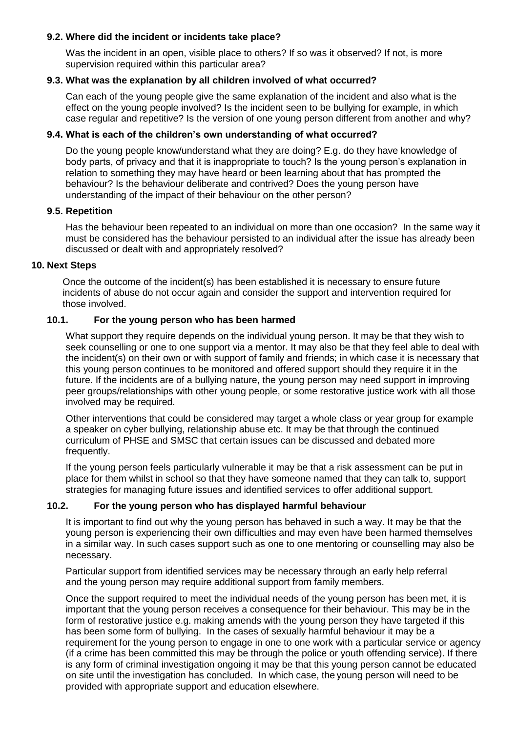### 9.2. Where did the incident or incidents take place?

Was the incident in an open, visible place to others? If so was it observed? If not, is more supervision required within this particular area?

### 9.3. What was the explanation by all children involved of what occurred?

Can each of the young people give the same explanation of the incident and also what is the effect on the young people involved? Is the incident seen to be bullying for example, in which case regular and repetitive? Is the version of one young person different from another and why?

### 9.4. What is each of the children's own understanding of what occurred?

Do the young people know/understand what they are doing? E.g. do they have knowledge of body parts, of privacy and that it is inappropriate to touch? Is the young person's explanation in relation to something they may have heard or been learning about that has prompted the behaviour? Is the behaviour deliberate and contrived? Does the young person have understanding of the impact of their behaviour on the other person?

### 9.5. Repetition

Has the behaviour been repeated to an individual on more than one occasion? In the same way it must be considered has the behaviour persisted to an individual after the issue has already been discussed or dealt with and appropriately resolved?

## 10. Next Steps

Once the outcome of the incident(s) has been established it is necessary to ensure future incidents of abuse do not occur again and consider the support and intervention required for those involved.

### 10.1. For the young person who has been harmed

What support they require depends on the individual young person. It may be that they wish to seek counselling or one to one support via a mentor. It may also be that they feel able to deal with the incident(s) on their own or with support of family and friends; in which case it is necessary that this young person continues to be monitored and offered support should they require it in the future. If the incidents are of a bullying nature, the young person may need support in improving peer groups/relationships with other young people, or some restorative justice work with all those involved may be required.

Other interventions that could be considered may target a whole class or year group for example a speaker on cyber bullying, relationship abuse etc. It may be that through the continued curriculum of PHSE and SMSC that certain issues can be discussed and debated more frequently.

If the young person feels particularly vulnerable it may be that a risk assessment can be put in place for them whilst in school so that they have someone named that they can talk to, support strategies for managing future issues and identified services to offer additional support.

### 10.2. For the young person who has displayed harmful behaviour

It is important to find out why the young person has behaved in such a way. It may be that the young person is experiencing their own difficulties and may even have been harmed themselves in a similar way. In such cases support such as one to one mentoring or counselling may also be necessary.

Particular support from identified services may be necessary through an early help referral and the young person may require additional support from family members.

Once the support required to meet the individual needs of the young person has been met, it is important that the young person receives a consequence for their behaviour. This may be in the form of restorative justice e.g. making amends with the young person they have targeted if this has been some form of bullying. In the cases of sexually harmful behaviour it may be a requirement for the young person to engage in one to one work with a particular service or agency (if a crime has been committed this may be through the police or youth offending service). If there is any form of criminal investigation ongoing it may be that this young person cannot be educated on site until the investigation has concluded. In which case, the young person will need to be provided with appropriate support and education elsewhere.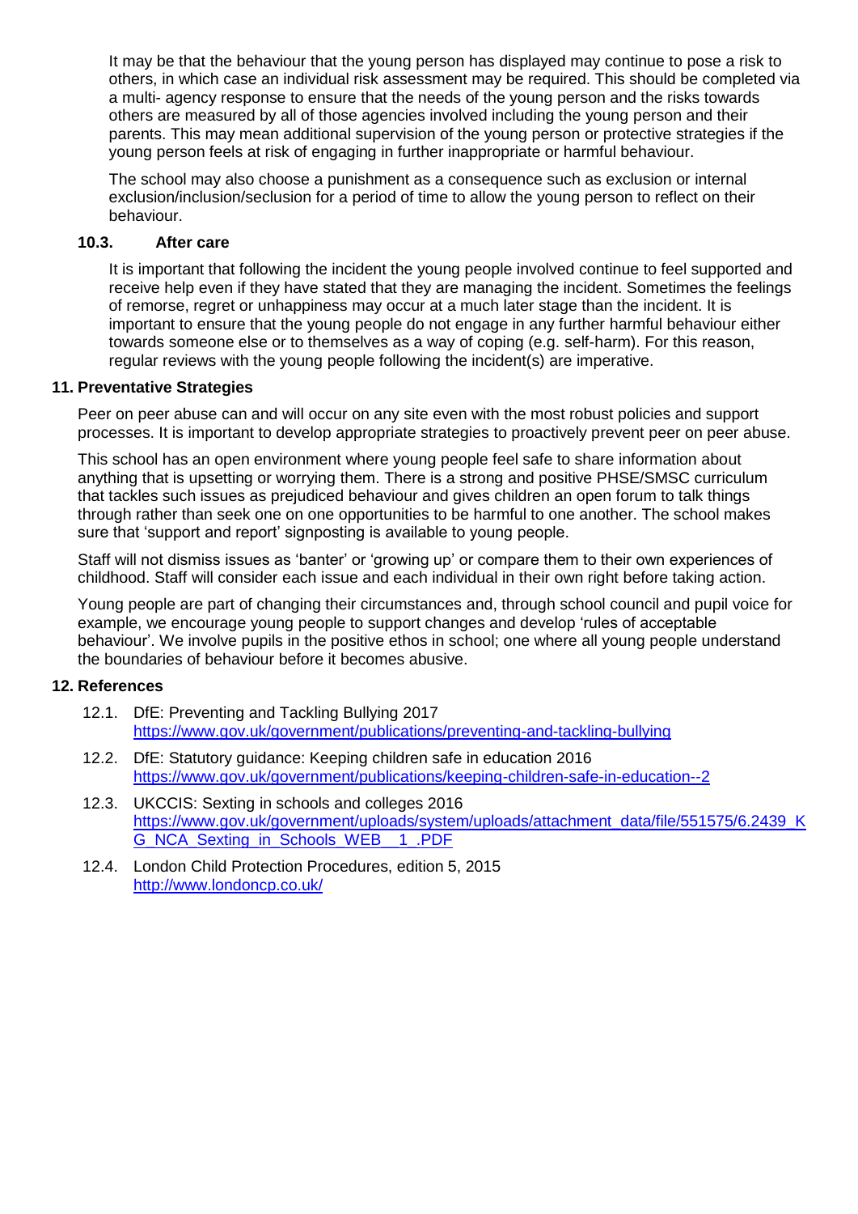It may be that the behaviour that the young person has displayed may continue to pose a risk to others, in which case an individual risk assessment may be required. This should be completed via a multi- agency response to ensure that the needs of the young person and the risks towards others are measured by all of those agencies involved including the young person and their parents. This may mean additional supervision of the young person or protective strategies if the young person feels at risk of engaging in further inappropriate or harmful behaviour.

The school may also choose a punishment as a consequence such as exclusion or internal exclusion/inclusion/seclusion for a period of time to allow the young person to reflect on their behaviour.

### 10.3. After care

It is important that following the incident the young people involved continue to feel supported and receive help even if they have stated that they are managing the incident. Sometimes the feelings of remorse, regret or unhappiness may occur at a much later stage than the incident. It is important to ensure that the young people do not engage in any further harmful behaviour either towards someone else or to themselves as a way of coping (e.g. self-harm). For this reason, regular reviews with the young people following the incident(s) are imperative.

## 11. Preventative Strategies

Peer on peer abuse can and will occur on any site even with the most robust policies and support processes. It is important to develop appropriate strategies to proactively prevent peer on peer abuse.

This school has an open environment where young people feel safe to share information about anything that is upsetting or worrying them. There is a strong and positive PHSE/SMSC curriculum that tackles such issues as prejudiced behaviour and gives children an open forum to talk things through rather than seek one on one opportunities to be harmful to one another. The school makes sure that 'support and report' signposting is available to young people.

Staff will not dismiss issues as 'banter' or 'growing up' or compare them to their own experiences of childhood. Staff will consider each issue and each individual in their own right before taking action.

Young people are part of changing their circumstances and, through school council and pupil voice for example, we encourage young people to support changes and develop 'rules of acceptable behaviour'. We involve pupils in the positive ethos in school; one where all young people understand the boundaries of behaviour before it becomes abusive.

## 12. References

12.1. DfE: Preventing and Tackling Bullying 2017
https://www.gov.uk/government/publications/preventing-and-tackling-bullying

12.2. DfE: Statutory guidance: Keeping children safe in education 2016
https://www.gov.uk/government/publications/keeping-children-safe-in-education--2

12.3. UKCCIS: Sexting in schools and colleges 2016
https://www.gov.uk/government/uploads/system/uploads/attachment_data/file/551575/6.2439_KG_NCA_Sexting_in_Schools_WEB__1_.PDF

12.4. London Child Protection Procedures, edition 5, 2015
http://www.londoncp.co.uk/